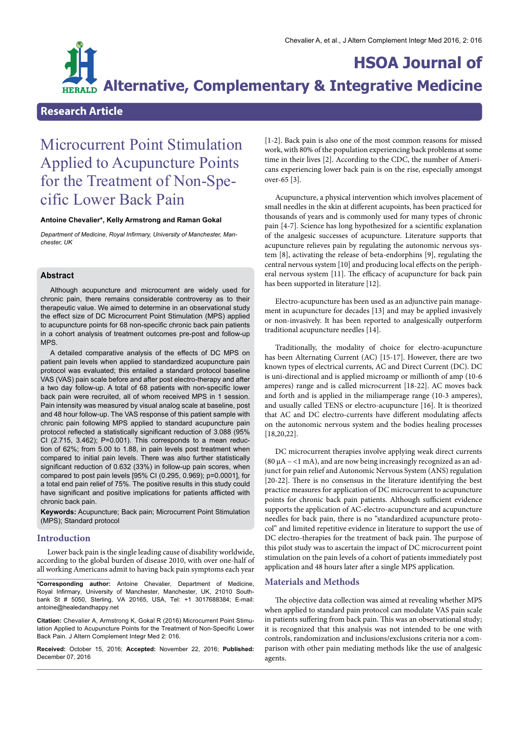# HSOA Journal of Alternative, Complementary & Integrative Medicine

## Research Article

# Microcurrent Point Stimulation Applied to Acupuncture Points for the Treatment of Non-Specific Lower Back Pain

**Antoine Chevalier*, Kelly Armstrong and Raman Gokal**

*Department of Medicine, Royal Infirmary, University of Manchester, Manchester, UK*

### Abstract

Although acupuncture and microcurrent are widely used for chronic pain, there remains considerable controversy as to their therapeutic value. We aimed to determine in an observational study the effect size of DC Microcurrent Point Stimulation (MPS) applied to acupuncture points for 68 non-specific chronic back pain patients in a cohort analysis of treatment outcomes pre-post and follow-up MPS.

A detailed comparative analysis of the effects of DC MPS on patient pain levels when applied to standardized acupuncture pain protocol was evaluated; this entailed a standard protocol baseline VAS (VAS) pain scale before and after post electro-therapy and after a two day follow-up. A total of 68 patients with non-specific lower back pain were recruited, all of whom received MPS in 1 session. Pain intensity was measured by visual analog scale at baseline, post and 48 hour follow-up. The VAS response of this patient sample with chronic pain following MPS applied to standard acupuncture pain protocol reflected a statistically significant reduction of 3.088 (95% CI (2.715, 3.462); P=0.001). This corresponds to a mean reduction of 62%; from 5.00 to 1.88, in pain levels post treatment when compared to initial pain levels. There was also further statistically significant reduction of 0.632 (33%) in follow-up pain scores, when compared to post pain levels [95% CI (0.295, 0.969); p=0.0001], for a total end pain relief of 75%. The positive results in this study could have significant and positive implications for patients afflicted with chronic back pain.

**Keywords:** Acupuncture; Back pain; Microcurrent Point Stimulation (MPS); Standard protocol

## Introduction

Lower back pain is the single leading cause of disability worldwide, according to the global burden of disease 2010, with over one-half of all working Americans admit to having back pain symptoms each year [1-2]. Back pain is also one of the most common reasons for missed work, with 80% of the population experiencing back problems at some time in their lives [2]. According to the CDC, the number of Americans experiencing lower back pain is on the rise, especially amongst over-65 [3].

Acupuncture, a physical intervention which involves placement of small needles in the skin at different acupoints, has been practiced for thousands of years and is commonly used for many types of chronic pain [4-7]. Science has long hypothesized for a scientific explanation of the analgesic successes of acupuncture. Literature supports that acupuncture relieves pain by regulating the autonomic nervous system [8], activating the release of beta-endorphins [9], regulating the central nervous system [10] and producing local effects on the peripheral nervous system [11]. The efficacy of acupuncture for back pain has been supported in literature [12].

Electro-acupuncture has been used as an adjunctive pain management in acupuncture for decades [13] and may be applied invasively or non-invasively. It has been reported to analgesically outperform traditional acupuncture needles [14].

Traditionally, the modality of choice for electro-acupuncture has been Alternating Current (AC) [15-17]. However, there are two known types of electrical currents, AC and Direct Current (DC). DC is uni-directional and is applied microamp or millionth of amp (10-6 amperes) range and is called microcurrent [18-22]. AC moves back and forth and is applied in the miliamperage range (10-3 amperes), and usually called TENS or electro-acupuncture [16]. It is theorized that AC and DC electro-currents have different modulating affects on the autonomic nervous system and the bodies healing processes [18,20,22].

DC microcurrent therapies involve applying weak direct currents (80 µA – <1 mA), and are now being increasingly recognized as an adjunct for pain relief and Autonomic Nervous System (ANS) regulation [20-22]. There is no consensus in the literature identifying the best practice measures for application of DC microcurrent to acupuncture points for chronic back pain patients. Although sufficient evidence supports the application of AC-electro-acupuncture and acupuncture needles for back pain, there is no "standardized acupuncture protocol" and limited repetitive evidence in literature to support the use of DC electro-therapies for the treatment of back pain. The purpose of this pilot study was to ascertain the impact of DC microcurrent point stimulation on the pain levels of a cohort of patients immediately post application and 48 hours later after a single MPS application.

## Materials and Methods

The objective data collection was aimed at revealing whether MPS when applied to standard pain protocol can modulate VAS pain scale in patients suffering from back pain. This was an observational study; it is recognized that this analysis was not intended to be one with controls, randomization and inclusions/exclusions criteria nor a comparison with other pain mediating methods like the use of analgesic agents.

---

***Corresponding author:** Antoine Chevalier, Department of Medicine, Royal Infirmary, University of Manchester, Manchester, UK, 21010 Southbank St # 5050, Sterling, VA 20165, USA, Tel: +1 3017688384; E-mail: antoine@healedandhappy.net

**Citation:** Chevalier A, Armstrong K, Gokal R (2016) Microcurrent Point Stimulation Applied to Acupuncture Points for the Treatment of Non-Specific Lower Back Pain. J Altern Complement Integr Med 2: 016.

**Received:** October 15, 2016; **Accepted:** November 22, 2016; **Published:** December 07, 2016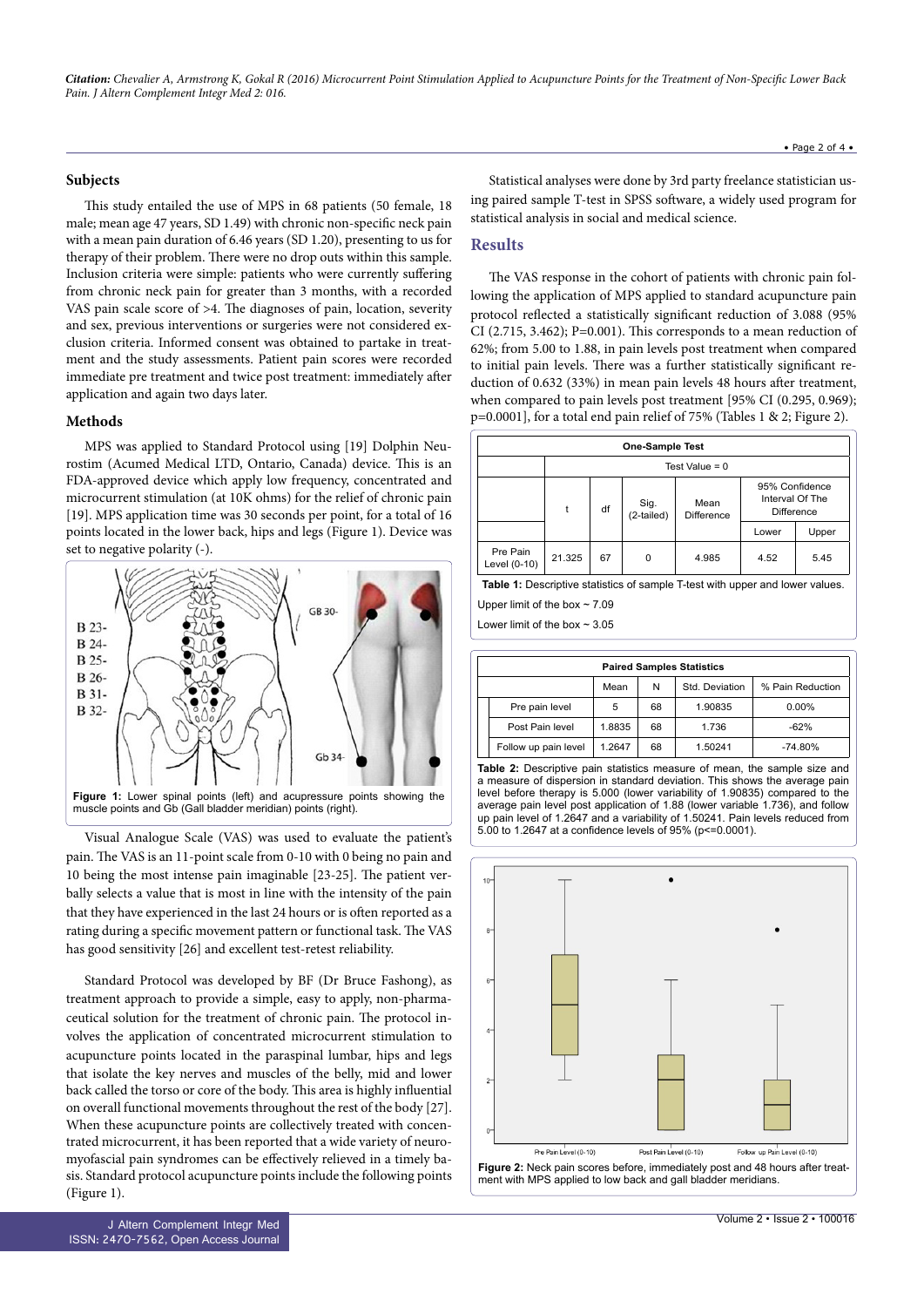## Subjects

This study entailed the use of MPS in 68 patients (50 female, 18 male; mean age 47 years, SD 1.49) with chronic non-specific neck pain with a mean pain duration of 6.46 years (SD 1.20), presenting to us for therapy of their problem. There were no drop outs within this sample. Inclusion criteria were simple: patients who were currently suffering from chronic neck pain for greater than 3 months, with a recorded VAS pain scale score of >4. The diagnoses of pain, location, severity and sex, previous interventions or surgeries were not considered exclusion criteria. Informed consent was obtained to partake in treatment and the study assessments. Patient pain scores were recorded immediate pre treatment and twice post treatment: immediately after application and again two days later.

## Methods

MPS was applied to Standard Protocol using [19] Dolphin Neurostim (Acumed Medical LTD, Ontario, Canada) device. This is an FDA-approved device which apply low frequency, concentrated and microcurrent stimulation (at 10K ohms) for the relief of chronic pain [19]. MPS application time was 30 seconds per point, for a total of 16 points located in the lower back, hips and legs (Figure 1). Device was set to negative polarity (-).

**Figure 1:** Lower spinal points (left) and acupressure points showing the muscle points and Gb (Gall bladder meridian) points (right).

Visual Analogue Scale (VAS) was used to evaluate the patient's pain. The VAS is an 11-point scale from 0-10 with 0 being no pain and 10 being the most intense pain imaginable [23-25]. The patient verbally selects a value that is most in line with the intensity of the pain that they have experienced in the last 24 hours or is often reported as a rating during a specific movement pattern or functional task. The VAS has good sensitivity [26] and excellent test-retest reliability.

Standard Protocol was developed by BF (Dr Bruce Fashong), as treatment approach to provide a simple, easy to apply, non-pharmaceutical solution for the treatment of chronic pain. The protocol involves the application of concentrated microcurrent stimulation to acupuncture points located in the paraspinal lumbar, hips and legs that isolate the key nerves and muscles of the belly, mid and lower back called the torso or core of the body. This area is highly influential on overall functional movements throughout the rest of the body [27]. When these acupuncture points are collectively treated with concentrated microcurrent, it has been reported that a wide variety of neuromyofascial pain syndromes can be effectively relieved in a timely basis. Standard protocol acupuncture points include the following points (Figure 1).

Statistical analyses were done by 3rd party freelance statistician using paired sample T-test in SPSS software, a widely used program for statistical analysis in social and medical science.

## Results

The VAS response in the cohort of patients with chronic pain following the application of MPS applied to standard acupuncture pain protocol reflected a statistically significant reduction of 3.088 (95% CI (2.715, 3.462); P=0.001). This corresponds to a mean reduction of 62%; from 5.00 to 1.88, in pain levels post treatment when compared to initial pain levels. There was a further statistically significant reduction of 0.632 (33%) in mean pain levels 48 hours after treatment, when compared to pain levels post treatment [95% CI (0.295, 0.969); p=0.0001], for a total end pain relief of 75% (Tables 1 & 2; Figure 2).

| One-Sample Test | | | | | | |
|---|---|---|---|---|---|---|
| | Test Value = 0 | | | | | |
| | t | df | Sig. (2-tailed) | Mean Difference | 95% Confidence Interval Of The Difference | |
| | | | | | Lower | Upper |
| Pre Pain Level (0-10) | 21.325 | 67 | 0 | 4.985 | 4.52 | 5.45 |

**Table 1:** Descriptive statistics of sample T-test with upper and lower values.

Upper limit of the box ~ 7.09

Lower limit of the box ~ 3.05

| Paired Samples Statistics | | | | |
|---|---|---|---|---|
| | Mean | N | Std. Deviation | % Pain Reduction |
| Pre pain level | 5 | 68 | 1.90835 | 0.00% |
| Post Pain level | 1.8835 | 68 | 1.736 | -62% |
| Follow up pain level | 1.2647 | 68 | 1.50241 | -74.80% |

**Table 2:** Descriptive pain statistics measure of mean, the sample size and a measure of dispersion in standard deviation. This shows the average pain level before therapy is 5.000 (lower variability of 1.90835) compared to the average pain level post application of 1.88 (lower variable 1.736), and follow up pain level of 1.2647 and a variability of 1.50241. Pain levels reduced from 5.00 to 1.2647 at a confidence levels of 95% (p<=0.0001).

**Figure 2:** Neck pain scores before, immediately post and 48 hours after treatment with MPS applied to low back and gall bladder meridians.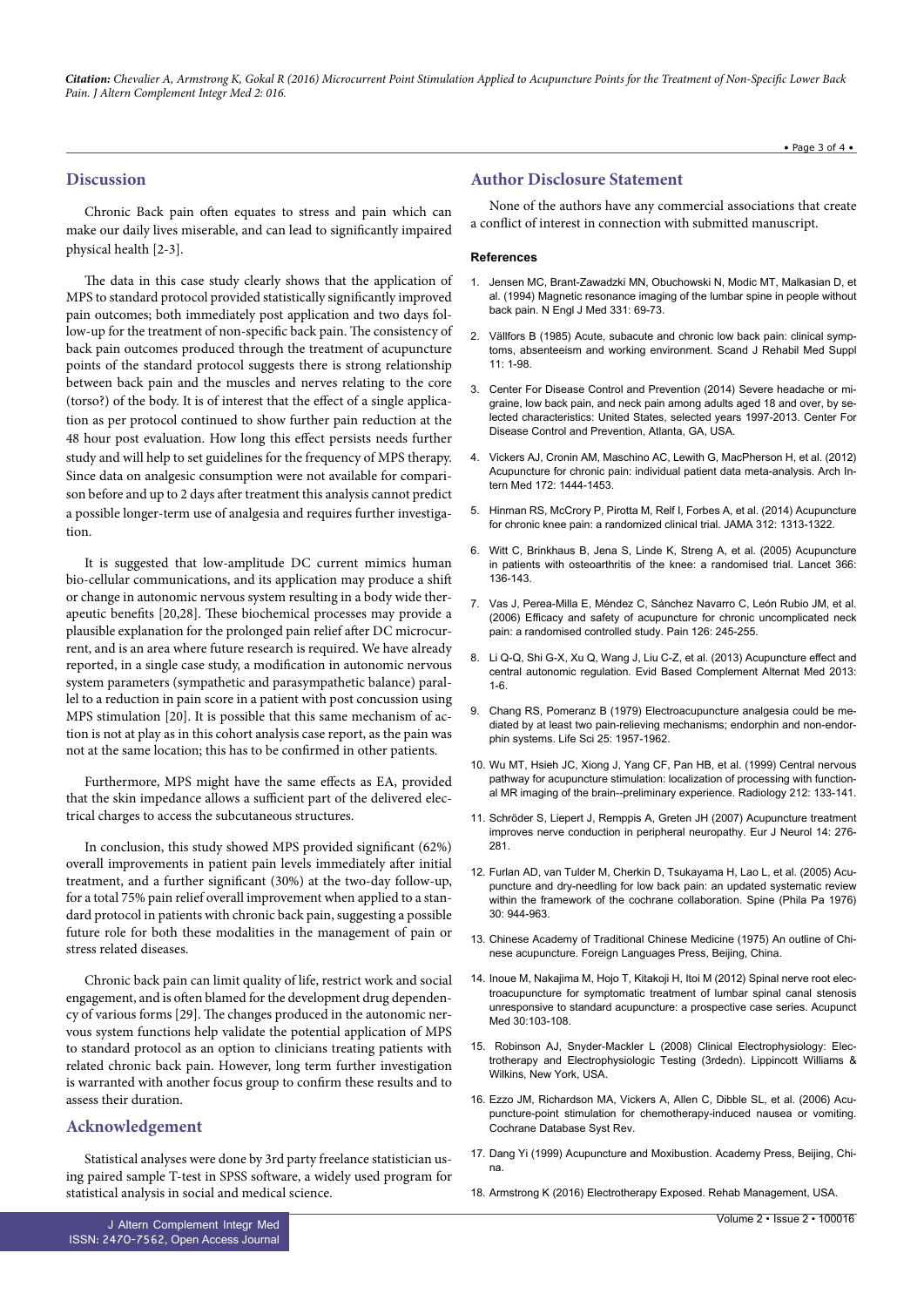## Discussion

Chronic Back pain often equates to stress and pain which can make our daily lives miserable, and can lead to significantly impaired physical health [2-3].

The data in this case study clearly shows that the application of MPS to standard protocol provided statistically significantly improved pain outcomes; both immediately post application and two days follow-up for the treatment of non-specific back pain. The consistency of back pain outcomes produced through the treatment of acupuncture points of the standard protocol suggests there is strong relationship between back pain and the muscles and nerves relating to the core (torso?) of the body. It is of interest that the effect of a single application as per protocol continued to show further pain reduction at the 48 hour post evaluation. How long this effect persists needs further study and will help to set guidelines for the frequency of MPS therapy. Since data on analgesic consumption were not available for comparison before and up to 2 days after treatment this analysis cannot predict a possible longer-term use of analgesia and requires further investigation.

It is suggested that low-amplitude DC current mimics human bio-cellular communications, and its application may produce a shift or change in autonomic nervous system resulting in a body wide therapeutic benefits [20,28]. These biochemical processes may provide a plausible explanation for the prolonged pain relief after DC microcurrent, and is an area where future research is required. We have already reported, in a single case study, a modification in autonomic nervous system parameters (sympathetic and parasympathetic balance) parallel to a reduction in pain score in a patient with post concussion using MPS stimulation [20]. It is possible that this same mechanism of action is not at play as in this cohort analysis case report, as the pain was not at the same location; this has to be confirmed in other patients.

Furthermore, MPS might have the same effects as EA, provided that the skin impedance allows a sufficient part of the delivered electrical charges to access the subcutaneous structures.

In conclusion, this study showed MPS provided significant (62%) overall improvements in patient pain levels immediately after initial treatment, and a further significant (30%) at the two-day follow-up, for a total 75% pain relief overall improvement when applied to a standard protocol in patients with chronic back pain, suggesting a possible future role for both these modalities in the management of pain or stress related diseases.

Chronic back pain can limit quality of life, restrict work and social engagement, and is often blamed for the development drug dependency of various forms [29]. The changes produced in the autonomic nervous system functions help validate the potential application of MPS to standard protocol as an option to clinicians treating patients with related chronic back pain. However, long term further investigation is warranted with another focus group to confirm these results and to assess their duration.

## Acknowledgement

Statistical analyses were done by 3rd party freelance statistician using paired sample T-test in SPSS software, a widely used program for statistical analysis in social and medical science.

## Author Disclosure Statement

None of the authors have any commercial associations that create a conflict of interest in connection with submitted manuscript.

### References

1. Jensen MC, Brant-Zawadzki MN, Obuchowski N, Modic MT, Malkasian D, et al. (1994) Magnetic resonance imaging of the lumbar spine in people without back pain. N Engl J Med 331: 69-73.
2. Vällfors B (1985) Acute, subacute and chronic low back pain: clinical symptoms, absenteeism and working environment. Scand J Rehabil Med Suppl 11: 1-98.
3. Center For Disease Control and Prevention (2014) Severe headache or migraine, low back pain, and neck pain among adults aged 18 and over, by selected characteristics: United States, selected years 1997-2013. Center For Disease Control and Prevention, Atlanta, GA, USA.
4. Vickers AJ, Cronin AM, Maschino AC, Lewith G, MacPherson H, et al. (2012) Acupuncture for chronic pain: individual patient data meta-analysis. Arch Intern Med 172: 1444-1453.
5. Hinman RS, McCrory P, Pirotta M, Relf I, Forbes A, et al. (2014) Acupuncture for chronic knee pain: a randomized clinical trial. JAMA 312: 1313-1322.
6. Witt C, Brinkhaus B, Jena S, Linde K, Streng A, et al. (2005) Acupuncture in patients with osteoarthritis of the knee: a randomised trial. Lancet 366: 136-143.
7. Vas J, Perea-Milla E, Méndez C, Sánchez Navarro C, León Rubio JM, et al. (2006) Efficacy and safety of acupuncture for chronic uncomplicated neck pain: a randomised controlled study. Pain 126: 245-255.
8. Li Q-Q, Shi G-X, Xu Q, Wang J, Liu C-Z, et al. (2013) Acupuncture effect and central autonomic regulation. Evid Based Complement Alternat Med 2013: 1-6.
9. Chang RS, Pomeranz B (1979) Electroacupuncture analgesia could be mediated by at least two pain-relieving mechanisms; endorphin and non-endorphin systems. Life Sci 25: 1957-1962.
10. Wu MT, Hsieh JC, Xiong J, Yang CF, Pan HB, et al. (1999) Central nervous pathway for acupuncture stimulation: localization of processing with functional MR imaging of the brain--preliminary experience. Radiology 212: 133-141.
11. Schröder S, Liepert J, Remppis A, Greten JH (2007) Acupuncture treatment improves nerve conduction in peripheral neuropathy. Eur J Neurol 14: 276-281.
12. Furlan AD, van Tulder M, Cherkin D, Tsukayama H, Lao L, et al. (2005) Acupuncture and dry-needling for low back pain: an updated systematic review within the framework of the cochrane collaboration. Spine (Phila Pa 1976) 30: 944-963.
13. Chinese Academy of Traditional Chinese Medicine (1975) An outline of Chinese acupuncture. Foreign Languages Press, Beijing, China.
14. Inoue M, Nakajima M, Hojo T, Kitakoji H, Itoi M (2012) Spinal nerve root electroacupuncture for symptomatic treatment of lumbar spinal canal stenosis unresponsive to standard acupuncture: a prospective case series. Acupunct Med 30:103-108.
15. Robinson AJ, Snyder-Mackler L (2008) Clinical Electrophysiology: Electrotherapy and Electrophysiologic Testing (3rdedn). Lippincott Williams & Wilkins, New York, USA.
16. Ezzo JM, Richardson MA, Vickers A, Allen C, Dibble SL, et al. (2006) Acupuncture-point stimulation for chemotherapy-induced nausea or vomiting. Cochrane Database Syst Rev.
17. Dang Yi (1999) Acupuncture and Moxibustion. Academy Press, Beijing, China.
18. Armstrong K (2016) Electrotherapy Exposed. Rehab Management, USA.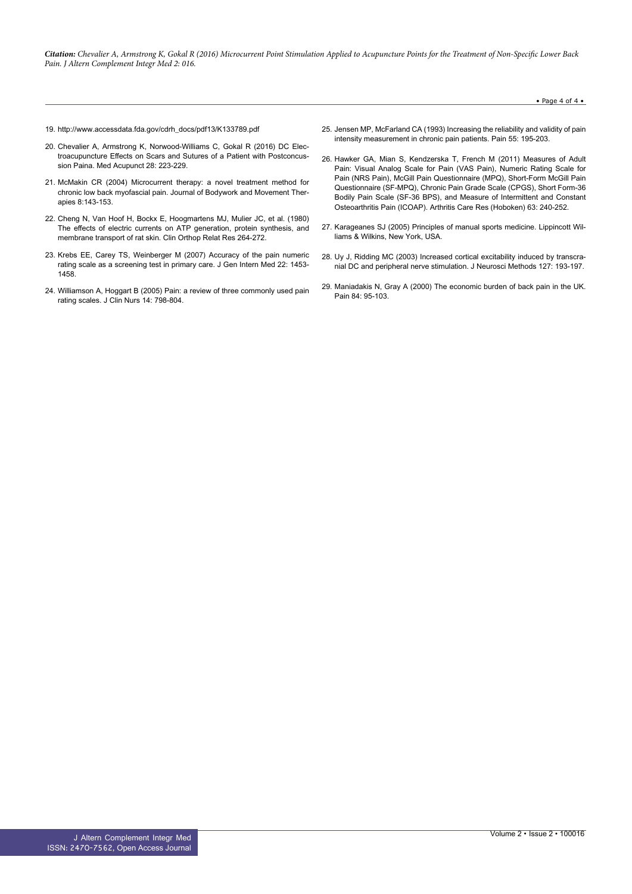19. http://www.accessdata.fda.gov/cdrh_docs/pdf13/K133789.pdf

20. Chevalier A, Armstrong K, Norwood-Williams C, Gokal R (2016) DC Electroacupuncture Effects on Scars and Sutures of a Patient with Postconcussion Paina. Med Acupunct 28: 223-229.

21. McMakin CR (2004) Microcurrent therapy: a novel treatment method for chronic low back myofascial pain. Journal of Bodywork and Movement Therapies 8:143-153.

22. Cheng N, Van Hoof H, Bockx E, Hoogmartens MJ, Mulier JC, et al. (1980) The effects of electric currents on ATP generation, protein synthesis, and membrane transport of rat skin. Clin Orthop Relat Res 264-272.

23. Krebs EE, Carey TS, Weinberger M (2007) Accuracy of the pain numeric rating scale as a screening test in primary care. J Gen Intern Med 22: 1453-1458.

24. Williamson A, Hoggart B (2005) Pain: a review of three commonly used pain rating scales. J Clin Nurs 14: 798-804.

25. Jensen MP, McFarland CA (1993) Increasing the reliability and validity of pain intensity measurement in chronic pain patients. Pain 55: 195-203.

26. Hawker GA, Mian S, Kendzerska T, French M (2011) Measures of Adult Pain: Visual Analog Scale for Pain (VAS Pain), Numeric Rating Scale for Pain (NRS Pain), McGill Pain Questionnaire (MPQ), Short-Form McGill Pain Questionnaire (SF-MPQ), Chronic Pain Grade Scale (CPGS), Short Form-36 Bodily Pain Scale (SF-36 BPS), and Measure of Intermittent and Constant Osteoarthritis Pain (ICOAP). Arthritis Care Res (Hoboken) 63: 240-252.

27. Karageanes SJ (2005) Principles of manual sports medicine. Lippincott Williams & Wilkins, New York, USA.

28. Uy J, Ridding MC (2003) Increased cortical excitability induced by transcranial DC and peripheral nerve stimulation. J Neurosci Methods 127: 193-197.

29. Maniadakis N, Gray A (2000) The economic burden of back pain in the UK. Pain 84: 95-103.